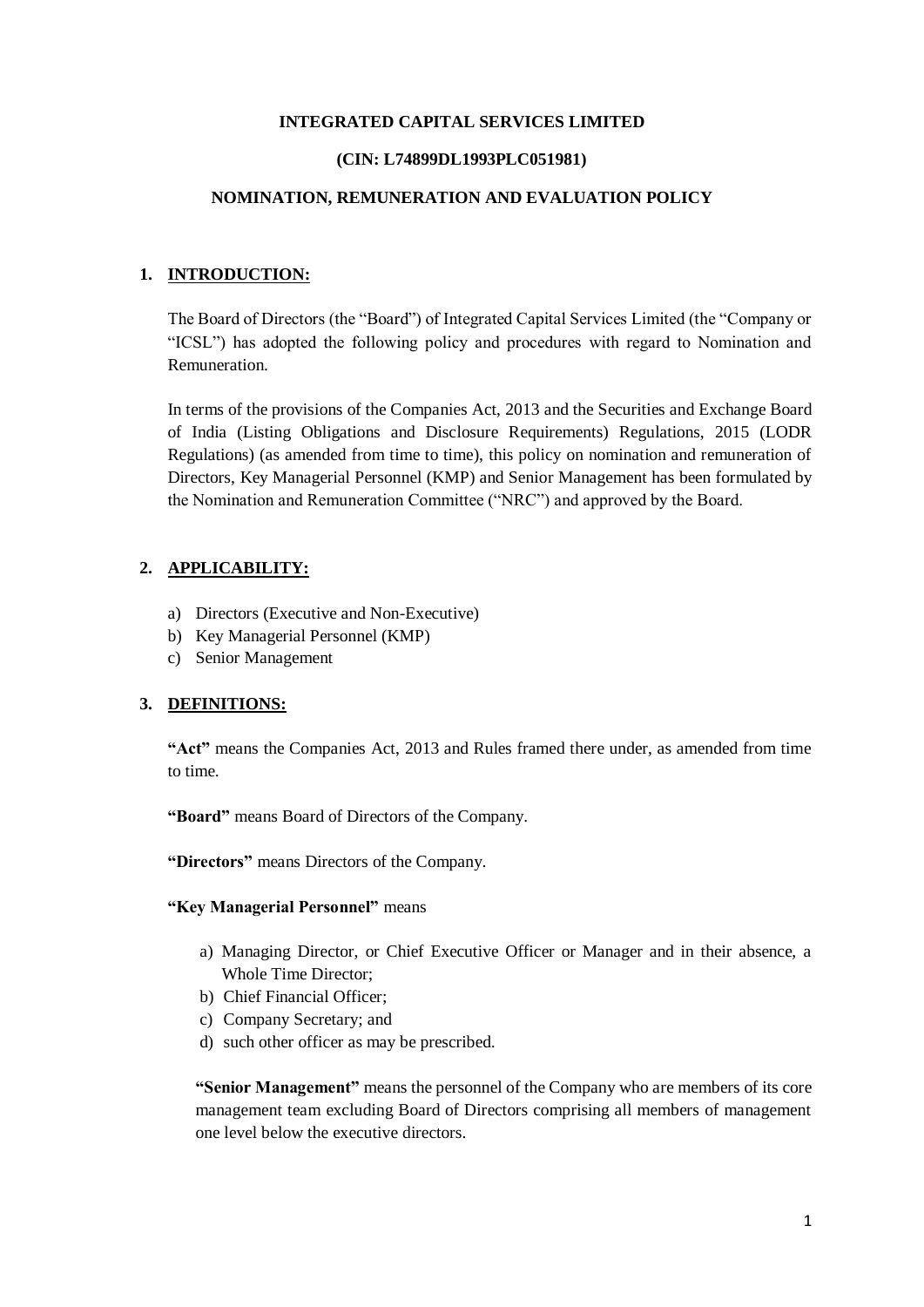# INTEGRATED CAPITAL SERVICES LIMITED

**(CIN: L74899DL1993PLC051981)**

## NOMINATION, REMUNERATION AND EVALUATION POLICY

## 1. INTRODUCTION:

The Board of Directors (the "Board") of Integrated Capital Services Limited (the "Company or "ICSL") has adopted the following policy and procedures with regard to Nomination and Remuneration.

In terms of the provisions of the Companies Act, 2013 and the Securities and Exchange Board of India (Listing Obligations and Disclosure Requirements) Regulations, 2015 (LODR Regulations) (as amended from time to time), this policy on nomination and remuneration of Directors, Key Managerial Personnel (KMP) and Senior Management has been formulated by the Nomination and Remuneration Committee ("NRC") and approved by the Board.

## 2. APPLICABILITY:

a) Directors (Executive and Non-Executive)
b) Key Managerial Personnel (KMP)
c) Senior Management

## 3. DEFINITIONS:

**"Act"** means the Companies Act, 2013 and Rules framed there under, as amended from time to time.

**"Board"** means Board of Directors of the Company.

**"Directors"** means Directors of the Company.

**"Key Managerial Personnel"** means

a) Managing Director, or Chief Executive Officer or Manager and in their absence, a Whole Time Director;
b) Chief Financial Officer;
c) Company Secretary; and
d) such other officer as may be prescribed.

**"Senior Management"** means the personnel of the Company who are members of its core management team excluding Board of Directors comprising all members of management one level below the executive directors.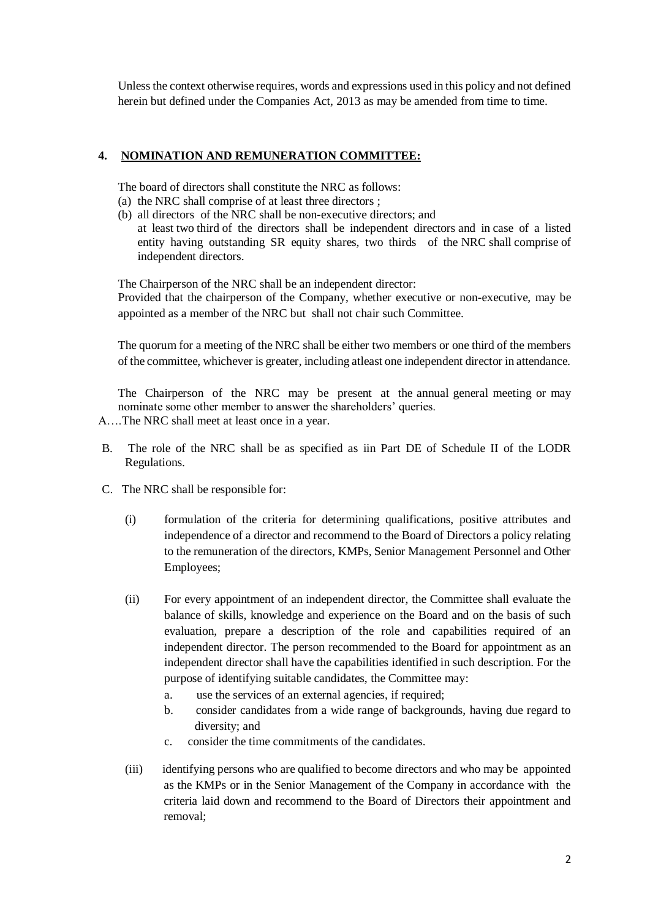Unless the context otherwise requires, words and expressions used in this policy and not defined herein but defined under the Companies Act, 2013 as may be amended from time to time.

## 4. NOMINATION AND REMUNERATION COMMITTEE:

The board of directors shall constitute the NRC as follows:

(a) the NRC shall comprise of at least three directors ;

(b) all directors of the NRC shall be non-executive directors; and at least two third of the directors shall be independent directors and in case of a listed entity having outstanding SR equity shares, two thirds of the NRC shall comprise of independent directors.

The Chairperson of the NRC shall be an independent director:
Provided that the chairperson of the Company, whether executive or non-executive, may be appointed as a member of the NRC but shall not chair such Committee.

The quorum for a meeting of the NRC shall be either two members or one third of the members of the committee, whichever is greater, including atleast one independent director in attendance.

The Chairperson of the NRC may be present at the annual general meeting or may nominate some other member to answer the shareholders' queries.

A….The NRC shall meet at least once in a year.

B. The role of the NRC shall be as specified as iin Part DE of Schedule II of the LODR Regulations.

C. The NRC shall be responsible for:

(i) formulation of the criteria for determining qualifications, positive attributes and independence of a director and recommend to the Board of Directors a policy relating to the remuneration of the directors, KMPs, Senior Management Personnel and Other Employees;

(ii) For every appointment of an independent director, the Committee shall evaluate the balance of skills, knowledge and experience on the Board and on the basis of such evaluation, prepare a description of the role and capabilities required of an independent director. The person recommended to the Board for appointment as an independent director shall have the capabilities identified in such description. For the purpose of identifying suitable candidates, the Committee may:

a. use the services of an external agencies, if required;

b. consider candidates from a wide range of backgrounds, having due regard to diversity; and

c. consider the time commitments of the candidates.

(iii) identifying persons who are qualified to become directors and who may be appointed as the KMPs or in the Senior Management of the Company in accordance with the criteria laid down and recommend to the Board of Directors their appointment and removal;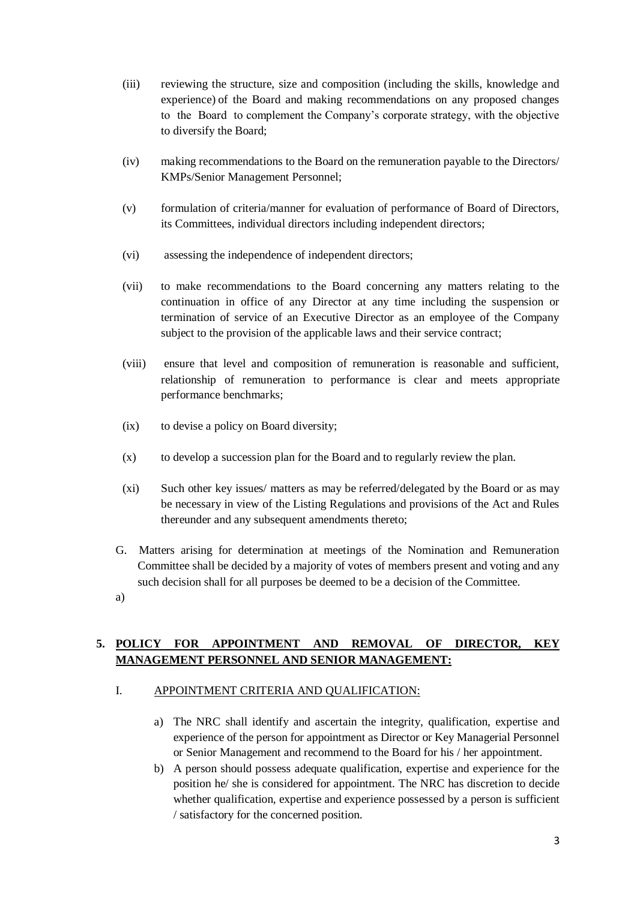(iii) reviewing the structure, size and composition (including the skills, knowledge and experience) of the Board and making recommendations on any proposed changes to the Board to complement the Company's corporate strategy, with the objective to diversify the Board;

(iv) making recommendations to the Board on the remuneration payable to the Directors/ KMPs/Senior Management Personnel;

(v) formulation of criteria/manner for evaluation of performance of Board of Directors, its Committees, individual directors including independent directors;

(vi) assessing the independence of independent directors;

(vii) to make recommendations to the Board concerning any matters relating to the continuation in office of any Director at any time including the suspension or termination of service of an Executive Director as an employee of the Company subject to the provision of the applicable laws and their service contract;

(viii) ensure that level and composition of remuneration is reasonable and sufficient, relationship of remuneration to performance is clear and meets appropriate performance benchmarks;

(ix) to devise a policy on Board diversity;

(x) to develop a succession plan for the Board and to regularly review the plan.

(xi) Such other key issues/ matters as may be referred/delegated by the Board or as may be necessary in view of the Listing Regulations and provisions of the Act and Rules thereunder and any subsequent amendments thereto;

G. Matters arising for determination at meetings of the Nomination and Remuneration Committee shall be decided by a majority of votes of members present and voting and any such decision shall for all purposes be deemed to be a decision of the Committee.

a)

## 5. <u>POLICY FOR APPOINTMENT AND REMOVAL OF DIRECTOR, KEY MANAGEMENT PERSONNEL AND SENIOR MANAGEMENT:</u>

I. <u>APPOINTMENT CRITERIA AND QUALIFICATION:</u>

a) The NRC shall identify and ascertain the integrity, qualification, expertise and experience of the person for appointment as Director or Key Managerial Personnel or Senior Management and recommend to the Board for his / her appointment.

b) A person should possess adequate qualification, expertise and experience for the position he/ she is considered for appointment. The NRC has discretion to decide whether qualification, expertise and experience possessed by a person is sufficient / satisfactory for the concerned position.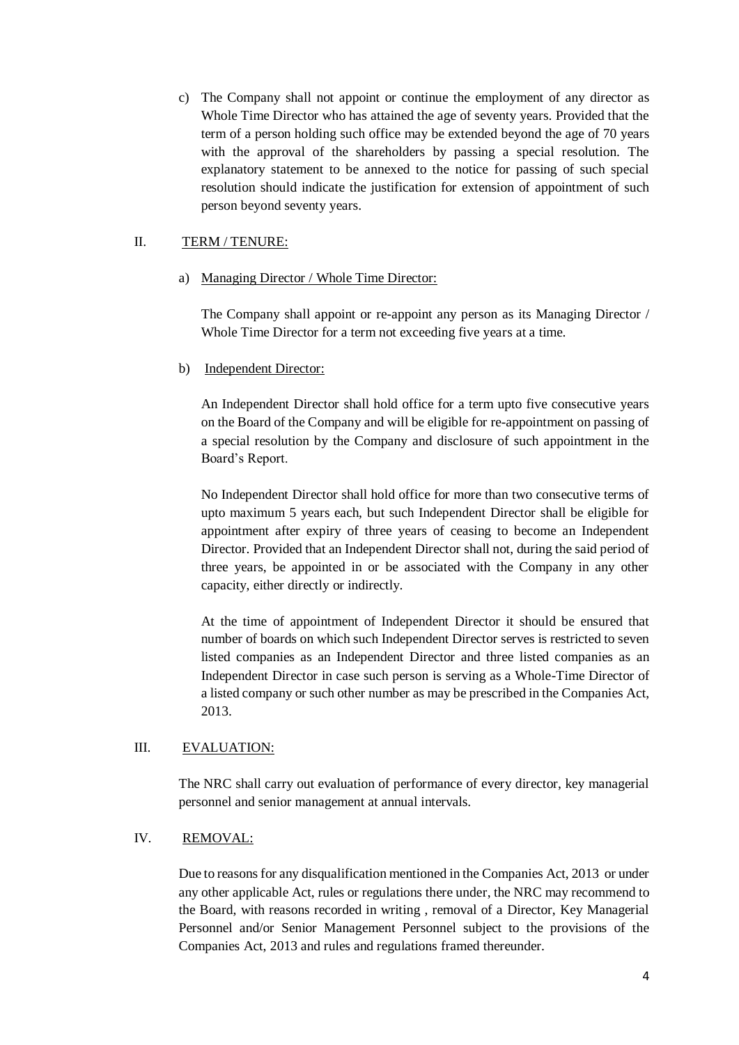c) The Company shall not appoint or continue the employment of any director as Whole Time Director who has attained the age of seventy years. Provided that the term of a person holding such office may be extended beyond the age of 70 years with the approval of the shareholders by passing a special resolution. The explanatory statement to be annexed to the notice for passing of such special resolution should indicate the justification for extension of appointment of such person beyond seventy years.

## II. TERM / TENURE:

a) Managing Director / Whole Time Director:

The Company shall appoint or re-appoint any person as its Managing Director / Whole Time Director for a term not exceeding five years at a time.

b) Independent Director:

An Independent Director shall hold office for a term upto five consecutive years on the Board of the Company and will be eligible for re-appointment on passing of a special resolution by the Company and disclosure of such appointment in the Board's Report.

No Independent Director shall hold office for more than two consecutive terms of upto maximum 5 years each, but such Independent Director shall be eligible for appointment after expiry of three years of ceasing to become an Independent Director. Provided that an Independent Director shall not, during the said period of three years, be appointed in or be associated with the Company in any other capacity, either directly or indirectly.

At the time of appointment of Independent Director it should be ensured that number of boards on which such Independent Director serves is restricted to seven listed companies as an Independent Director and three listed companies as an Independent Director in case such person is serving as a Whole-Time Director of a listed company or such other number as may be prescribed in the Companies Act, 2013.

## III. EVALUATION:

The NRC shall carry out evaluation of performance of every director, key managerial personnel and senior management at annual intervals.

## IV. REMOVAL:

Due to reasons for any disqualification mentioned in the Companies Act, 2013 or under any other applicable Act, rules or regulations there under, the NRC may recommend to the Board, with reasons recorded in writing , removal of a Director, Key Managerial Personnel and/or Senior Management Personnel subject to the provisions of the Companies Act, 2013 and rules and regulations framed thereunder.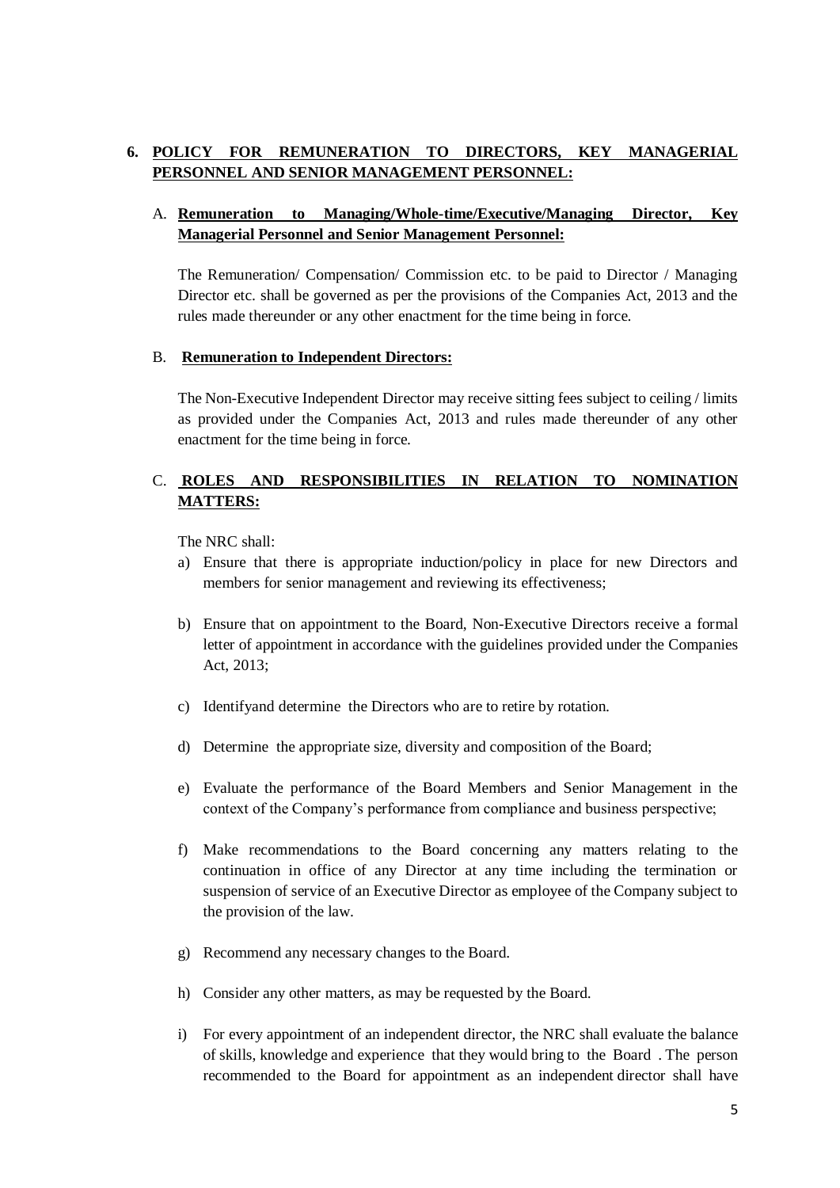## 6. POLICY FOR REMUNERATION TO DIRECTORS, KEY MANAGERIAL PERSONNEL AND SENIOR MANAGEMENT PERSONNEL:

### A. Remuneration to Managing/Whole-time/Executive/Managing Director, Key Managerial Personnel and Senior Management Personnel:

The Remuneration/ Compensation/ Commission etc. to be paid to Director / Managing Director etc. shall be governed as per the provisions of the Companies Act, 2013 and the rules made thereunder or any other enactment for the time being in force.

### B. Remuneration to Independent Directors:

The Non-Executive Independent Director may receive sitting fees subject to ceiling / limits as provided under the Companies Act, 2013 and rules made thereunder of any other enactment for the time being in force.

### C. ROLES AND RESPONSIBILITIES IN RELATION TO NOMINATION MATTERS:

The NRC shall:

a) Ensure that there is appropriate induction/policy in place for new Directors and members for senior management and reviewing its effectiveness;

b) Ensure that on appointment to the Board, Non-Executive Directors receive a formal letter of appointment in accordance with the guidelines provided under the Companies Act, 2013;

c) Identifyand determine the Directors who are to retire by rotation.

d) Determine the appropriate size, diversity and composition of the Board;

e) Evaluate the performance of the Board Members and Senior Management in the context of the Company's performance from compliance and business perspective;

f) Make recommendations to the Board concerning any matters relating to the continuation in office of any Director at any time including the termination or suspension of service of an Executive Director as employee of the Company subject to the provision of the law.

g) Recommend any necessary changes to the Board.

h) Consider any other matters, as may be requested by the Board.

i) For every appointment of an independent director, the NRC shall evaluate the balance of skills, knowledge and experience that they would bring to the Board . The person recommended to the Board for appointment as an independent director shall have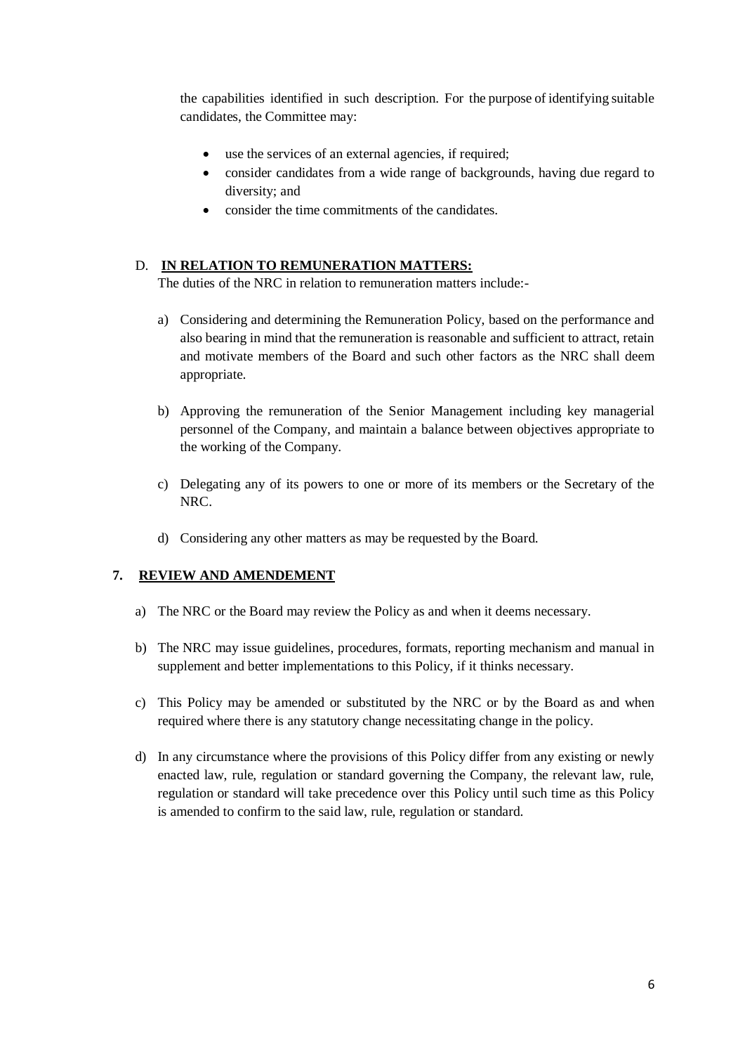the capabilities identified in such description. For the purpose of identifying suitable candidates, the Committee may:

- use the services of an external agencies, if required;
- consider candidates from a wide range of backgrounds, having due regard to diversity; and
- consider the time commitments of the candidates.

D. **IN RELATION TO REMUNERATION MATTERS:**

The duties of the NRC in relation to remuneration matters include:-

a) Considering and determining the Remuneration Policy, based on the performance and also bearing in mind that the remuneration is reasonable and sufficient to attract, retain and motivate members of the Board and such other factors as the NRC shall deem appropriate.

b) Approving the remuneration of the Senior Management including key managerial personnel of the Company, and maintain a balance between objectives appropriate to the working of the Company.

c) Delegating any of its powers to one or more of its members or the Secretary of the NRC.

d) Considering any other matters as may be requested by the Board.

## 7. REVIEW AND AMENDEMENT

a) The NRC or the Board may review the Policy as and when it deems necessary.

b) The NRC may issue guidelines, procedures, formats, reporting mechanism and manual in supplement and better implementations to this Policy, if it thinks necessary.

c) This Policy may be amended or substituted by the NRC or by the Board as and when required where there is any statutory change necessitating change in the policy.

d) In any circumstance where the provisions of this Policy differ from any existing or newly enacted law, rule, regulation or standard governing the Company, the relevant law, rule, regulation or standard will take precedence over this Policy until such time as this Policy is amended to confirm to the said law, rule, regulation or standard.